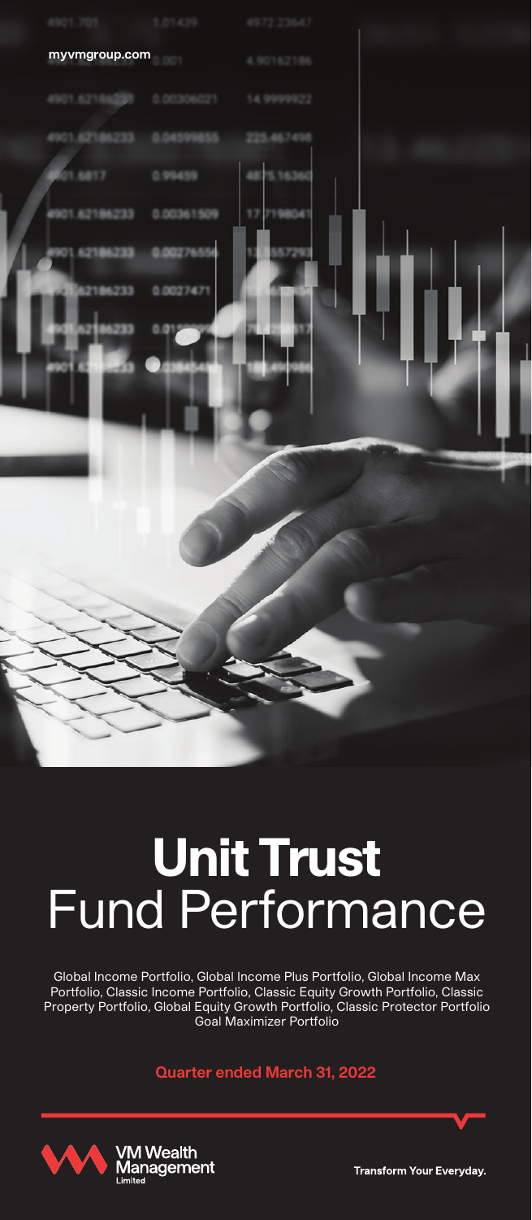myvmgroup.com

# **Unit Trust** Fund Performance

Global Income Portfolio, Global Income Plus Portfolio, Global Income Max Portfolio, Classic Income Portfolio, Classic Equity Growth Portfolio, Classic Property Portfolio, Global Equity Growth Portfolio, Classic Protector Portfolio Goal Maximizer Portfolio

**Quarter ended March 31, 2022**

VM Wealth Management Limited

**Transform Your Everyday.**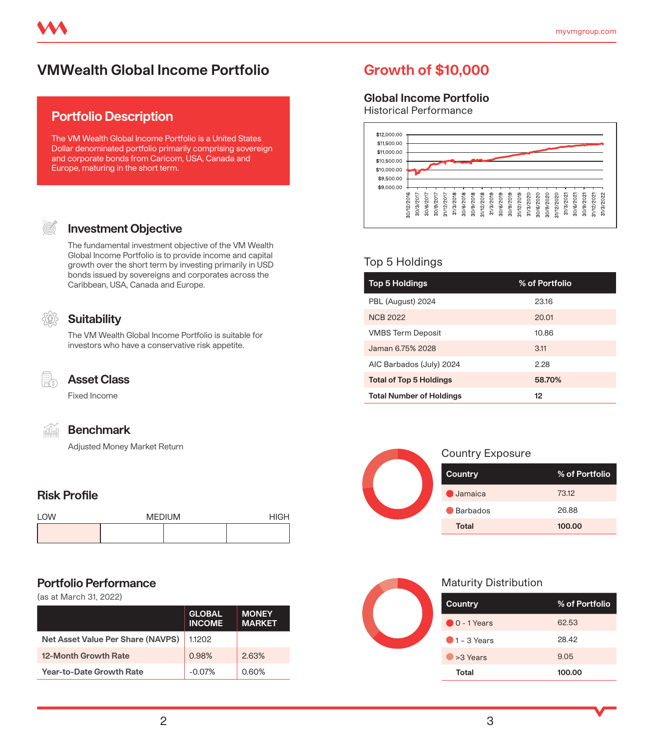# VMWealth Global Income Portfolio

## Portfolio Description

The VM Wealth Global Income Portfolio is a United States Dollar denominated portfolio primarily comprising sovereign and corporate bonds from Caricom, USA, Canada and Europe, maturing in the short term.

### Investment Objective

The fundamental investment objective of the VM Wealth Global Income Portfolio is to provide income and capital growth over the short term by investing primarily in USD bonds issued by sovereigns and corporates across the Caribbean, USA, Canada and Europe.

### Suitability

The VM Wealth Global Income Portfolio is suitable for investors who have a conservative risk appetite.

### Asset Class

Fixed Income

### Benchmark

Adjusted Money Market Return

## Risk Profile

LOW MEDIUM HIGH

## Portfolio Performance

(as at March 31, 2022)

| | GLOBAL INCOME | MONEY MARKET |
|---|---|---|
| Net Asset Value Per Share (NAVPS) | 1.1202 | |
| 12-Month Growth Rate | 0.98% | 2.63% |
| Year-to-Date Growth Rate | -0.07% | 0.60% |

## Growth of $10,000

### Global Income Portfolio
Historical Performance

$12,000.00
$11,500.00
$11,000.00
$10,500.00
$10,000.00
$9,500.00
$9,000.00

30/12/2016, 30/3/2017, 30/6/2017, 30/9/2017, 31/12/2017, 31/3/2018, 30/6/2018, 30/9/2018, 31/12/2018, 31/3/2019, 30/6/2019, 30/9/2019, 31/12/2019, 31/3/2020, 30/6/2020, 30/9/2020, 31/12/2020, 31/3/2021, 30/6/2021, 30/9/2021, 31/12/2021, 31/3/2022

## Top 5 Holdings

| Top 5 Holdings | % of Portfolio |
|---|---|
| PBL (August) 2024 | 23.16 |
| NCB 2022 | 20.01 |
| VMBS Term Deposit | 10.86 |
| Jaman 6.75% 2028 | 3.11 |
| AIC Barbados (July) 2024 | 2.28 |
| **Total of Top 5 Holdings** | **58.70%** |
| **Total Number of Holdings** | **12** |

## Country Exposure

| Country | % of Portfolio |
|---|---|
| Jamaica | 73.12 |
| Barbados | 26.88 |
| **Total** | **100.00** |

## Maturity Distribution

| Country | % of Portfolio |
|---|---|
| 0 - 1 Years | 62.53 |
| 1 – 3 Years | 28.42 |
| >3 Years | 9.05 |
| **Total** | **100.00** |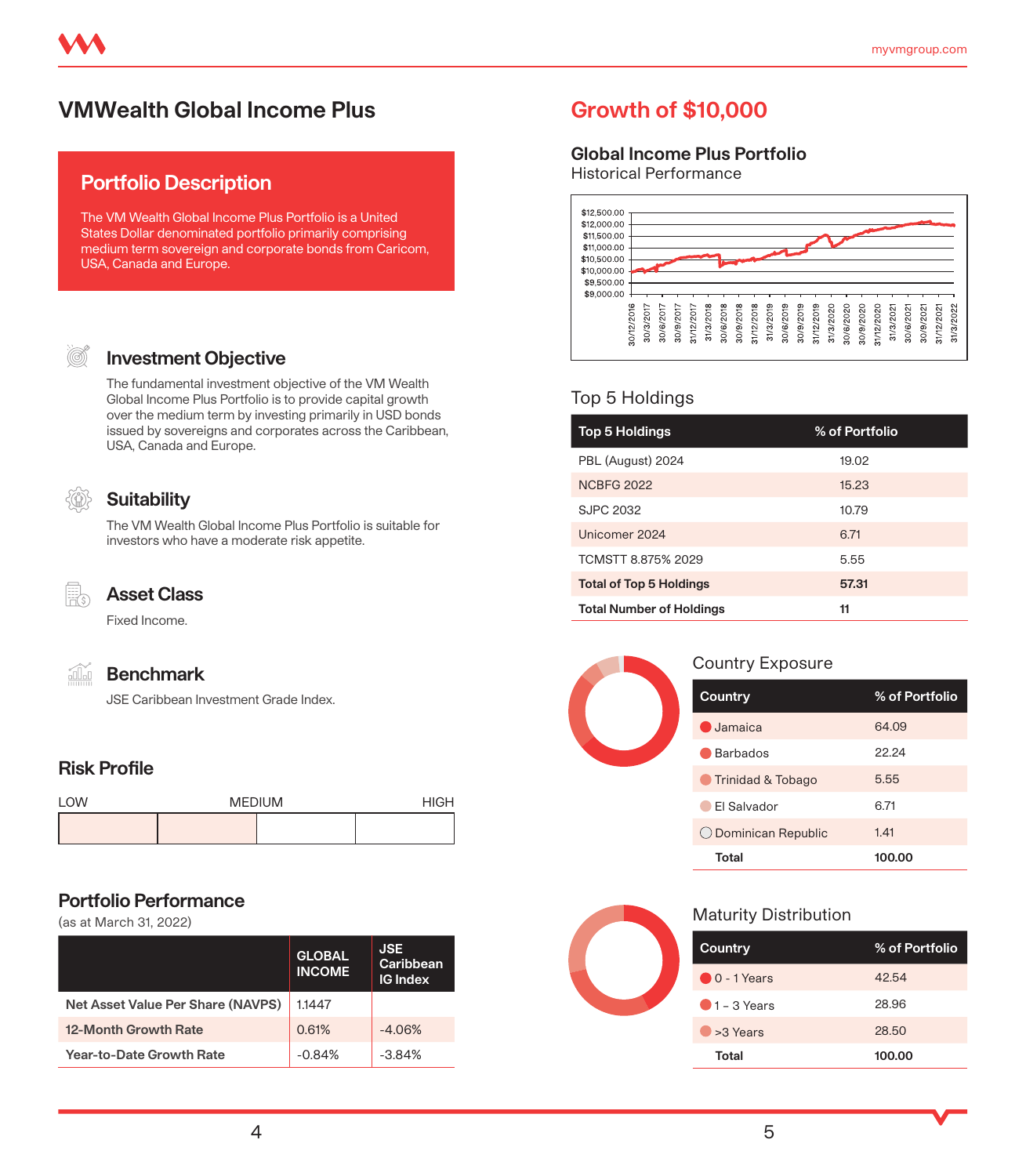# VMWealth Global Income Plus

## Portfolio Description

The VM Wealth Global Income Plus Portfolio is a United States Dollar denominated portfolio primarily comprising medium term sovereign and corporate bonds from Caricom, USA, Canada and Europe.

### Investment Objective

The fundamental investment objective of the VM Wealth Global Income Plus Portfolio is to provide capital growth over the medium term by investing primarily in USD bonds issued by sovereigns and corporates across the Caribbean, USA, Canada and Europe.

### Suitability

The VM Wealth Global Income Plus Portfolio is suitable for investors who have a moderate risk appetite.

### Asset Class

Fixed Income.

### Benchmark

JSE Caribbean Investment Grade Index.

## Risk Profile

LOW — MEDIUM — HIGH

## Portfolio Performance

(as at March 31, 2022)

| | GLOBAL INCOME | JSE Caribbean IG Index |
|---|---|---|
| Net Asset Value Per Share (NAVPS) | 1.1447 | |
| 12-Month Growth Rate | 0.61% | -4.06% |
| Year-to-Date Growth Rate | -0.84% | -3.84% |

## Growth of $10,000

### Global Income Plus Portfolio

Historical Performance

## Top 5 Holdings

| Top 5 Holdings | % of Portfolio |
|---|---|
| PBL (August) 2024 | 19.02 |
| NCBFG 2022 | 15.23 |
| SJPC 2032 | 10.79 |
| Unicomer 2024 | 6.71 |
| TCMSTT 8.875% 2029 | 5.55 |
| **Total of Top 5 Holdings** | **57.31** |
| **Total Number of Holdings** | **11** |

## Country Exposure

| Country | % of Portfolio |
|---|---|
| Jamaica | 64.09 |
| Barbados | 22.24 |
| Trinidad & Tobago | 5.55 |
| El Salvador | 6.71 |
| Dominican Republic | 1.41 |
| **Total** | **100.00** |

## Maturity Distribution

| Country | % of Portfolio |
|---|---|
| 0 - 1 Years | 42.54 |
| 1 – 3 Years | 28.96 |
| >3 Years | 28.50 |
| **Total** | **100.00** |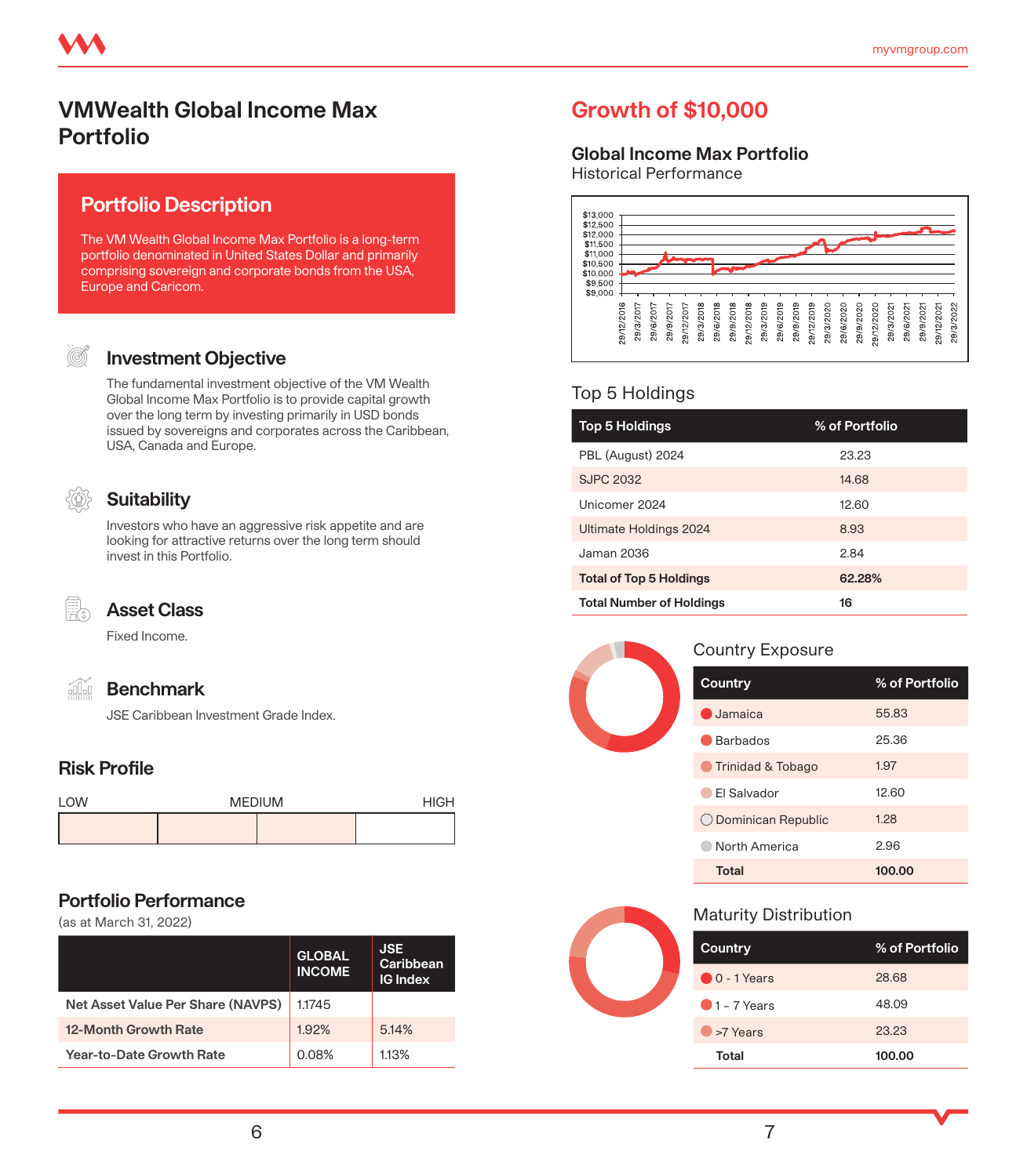# VMWealth Global Income Max Portfolio

## Portfolio Description

The VM Wealth Global Income Max Portfolio is a long-term portfolio denominated in United States Dollar and primarily comprising sovereign and corporate bonds from the USA, Europe and Caricom.

### Investment Objective

The fundamental investment objective of the VM Wealth Global Income Max Portfolio is to provide capital growth over the long term by investing primarily in USD bonds issued by sovereigns and corporates across the Caribbean, USA, Canada and Europe.

### Suitability

Investors who have an aggressive risk appetite and are looking for attractive returns over the long term should invest in this Portfolio.

### Asset Class

Fixed Income.

### Benchmark

JSE Caribbean Investment Grade Index.

## Risk Profile

LOW | MEDIUM | HIGH

## Portfolio Performance

(as at March 31, 2022)

| | GLOBAL INCOME | JSE Caribbean IG Index |
|---|---|---|
| Net Asset Value Per Share (NAVPS) | 1.1745 | |
| 12-Month Growth Rate | 1.92% | 5.14% |
| Year-to-Date Growth Rate | 0.08% | 1.13% |

## Growth of $10,000

### Global Income Max Portfolio

Historical Performance

## Top 5 Holdings

| Top 5 Holdings | % of Portfolio |
|---|---|
| PBL (August) 2024 | 23.23 |
| SJPC 2032 | 14.68 |
| Unicomer 2024 | 12.60 |
| Ultimate Holdings 2024 | 8.93 |
| Jaman 2036 | 2.84 |
| **Total of Top 5 Holdings** | **62.28%** |
| **Total Number of Holdings** | **16** |

## Country Exposure

| Country | % of Portfolio |
|---|---|
| Jamaica | 55.83 |
| Barbados | 25.36 |
| Trinidad & Tobago | 1.97 |
| El Salvador | 12.60 |
| Dominican Republic | 1.28 |
| North America | 2.96 |
| **Total** | **100.00** |

## Maturity Distribution

| Country | % of Portfolio |
|---|---|
| 0 - 1 Years | 28.68 |
| 1 – 7 Years | 48.09 |
| >7 Years | 23.23 |
| **Total** | **100.00** |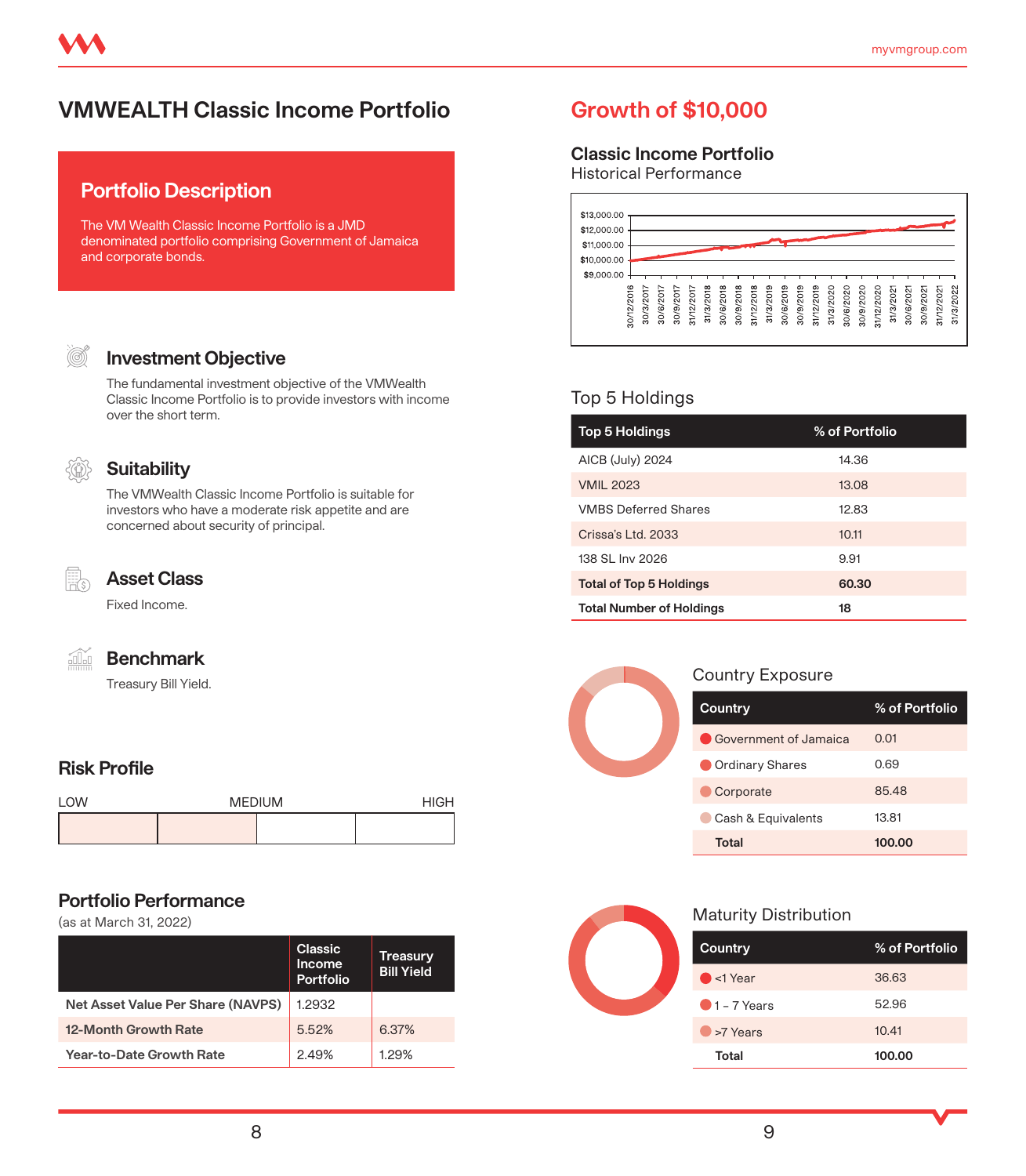# VMWEALTH Classic Income Portfolio

## Portfolio Description

The VM Wealth Classic Income Portfolio is a JMD denominated portfolio comprising Government of Jamaica and corporate bonds.

### Investment Objective

The fundamental investment objective of the VMWealth Classic Income Portfolio is to provide investors with income over the short term.

### Suitability

The VMWealth Classic Income Portfolio is suitable for investors who have a moderate risk appetite and are concerned about security of principal.

### Asset Class

Fixed Income.

### Benchmark

Treasury Bill Yield.

## Risk Profile

LOW | MEDIUM | HIGH

## Portfolio Performance

(as at March 31, 2022)

| | Classic Income Portfolio | Treasury Bill Yield |
|---|---|---|
| **Net Asset Value Per Share (NAVPS)** | 1.2932 | |
| **12-Month Growth Rate** | 5.52% | 6.37% |
| **Year-to-Date Growth Rate** | 2.49% | 1.29% |

## Growth of $10,000

### Classic Income Portfolio
Historical Performance

$13,000.00
$12,000.00
$11,000.00
$10,000.00
$9,000.00

30/12/2016, 30/3/2017, 30/6/2017, 30/9/2017, 31/12/2017, 31/3/2018, 30/6/2018, 30/9/2018, 31/12/2018, 31/3/2019, 30/6/2019, 30/9/2019, 31/12/2019, 31/3/2020, 30/6/2020, 30/9/2020, 31/12/2020, 31/3/2021, 30/6/2021, 30/9/2021, 31/12/2021, 31/3/2022

### Top 5 Holdings

| Top 5 Holdings | % of Portfolio |
|---|---|
| AICB (July) 2024 | 14.36 |
| VMIL 2023 | 13.08 |
| VMBS Deferred Shares | 12.83 |
| Crissa's Ltd. 2033 | 10.11 |
| 138 SL Inv 2026 | 9.91 |
| **Total of Top 5 Holdings** | **60.30** |
| **Total Number of Holdings** | **18** |

### Country Exposure

| Country | % of Portfolio |
|---|---|
| Government of Jamaica | 0.01 |
| Ordinary Shares | 0.69 |
| Corporate | 85.48 |
| Cash & Equivalents | 13.81 |
| **Total** | **100.00** |

### Maturity Distribution

| Country | % of Portfolio |
|---|---|
| <1 Year | 36.63 |
| 1 – 7 Years | 52.96 |
| >7 Years | 10.41 |
| **Total** | **100.00** |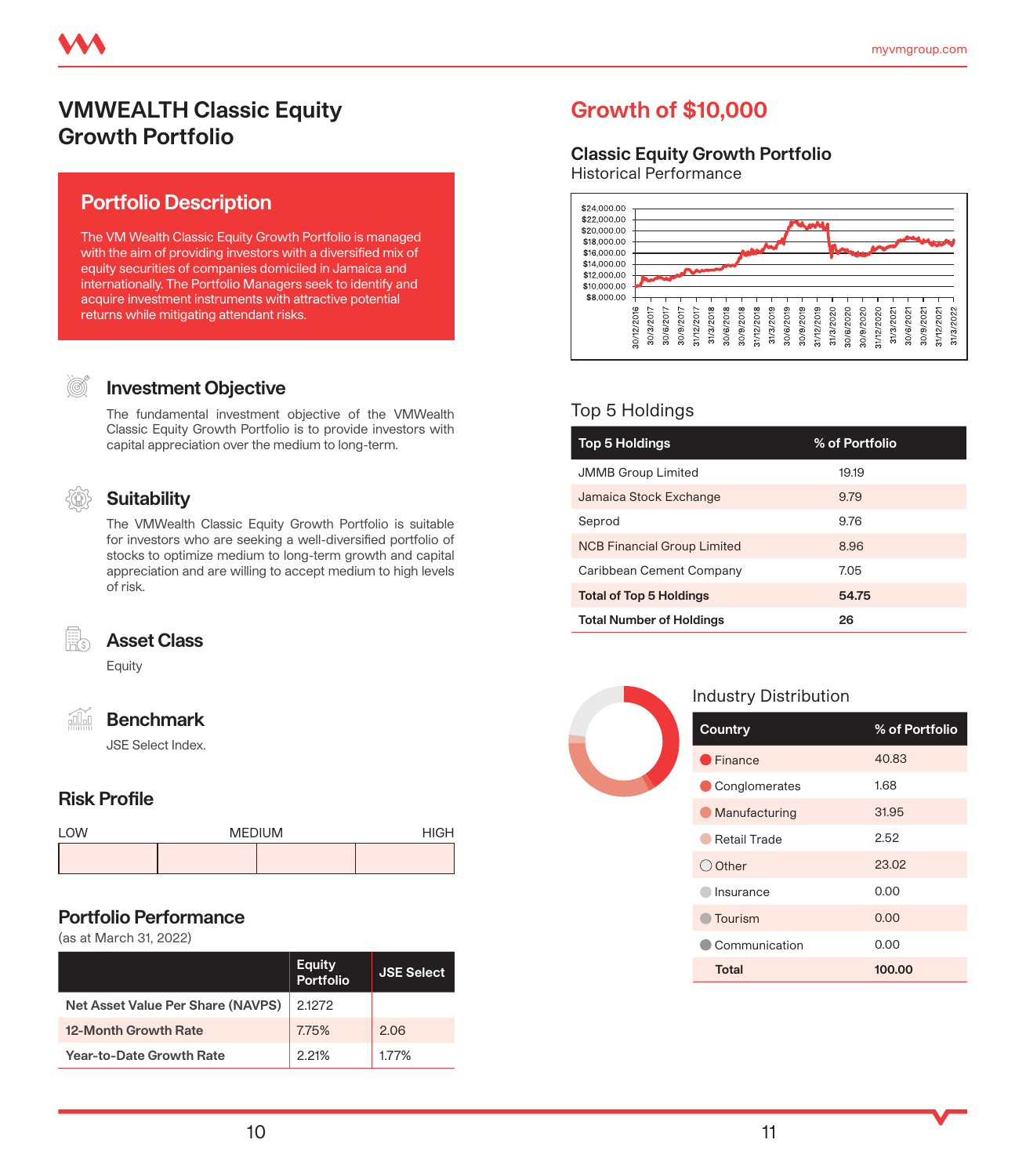# VMWEALTH Classic Equity Growth Portfolio

## Portfolio Description

The VM Wealth Classic Equity Growth Portfolio is managed with the aim of providing investors with a diversified mix of equity securities of companies domiciled in Jamaica and internationally. The Portfolio Managers seek to identify and acquire investment instruments with attractive potential returns while mitigating attendant risks.

### Investment Objective

The fundamental investment objective of the VMWealth Classic Equity Growth Portfolio is to provide investors with capital appreciation over the medium to long-term.

### Suitability

The VMWealth Classic Equity Growth Portfolio is suitable for investors who are seeking a well-diversified portfolio of stocks to optimize medium to long-term growth and capital appreciation and are willing to accept medium to high levels of risk.

### Asset Class

Equity

### Benchmark

JSE Select Index.

## Risk Profile

LOW | MEDIUM | HIGH

## Portfolio Performance

(as at March 31, 2022)

| | Equity Portfolio | JSE Select |
|---|---|---|
| **Net Asset Value Per Share (NAVPS)** | 2.1272 | |
| **12-Month Growth Rate** | 7.75% | 2.06 |
| **Year-to-Date Growth Rate** | 2.21% | 1.77% |

## Growth of $10,000

### Classic Equity Growth Portfolio

Historical Performance

## Top 5 Holdings

| Top 5 Holdings | % of Portfolio |
|---|---|
| JMMB Group Limited | 19.19 |
| Jamaica Stock Exchange | 9.79 |
| Seprod | 9.76 |
| NCB Financial Group Limited | 8.96 |
| Caribbean Cement Company | 7.05 |
| **Total of Top 5 Holdings** | **54.75** |
| **Total Number of Holdings** | **26** |

## Industry Distribution

| Country | % of Portfolio |
|---|---|
| Finance | 40.83 |
| Conglomerates | 1.68 |
| Manufacturing | 31.95 |
| Retail Trade | 2.52 |
| Other | 23.02 |
| Insurance | 0.00 |
| Tourism | 0.00 |
| Communication | 0.00 |
| **Total** | **100.00** |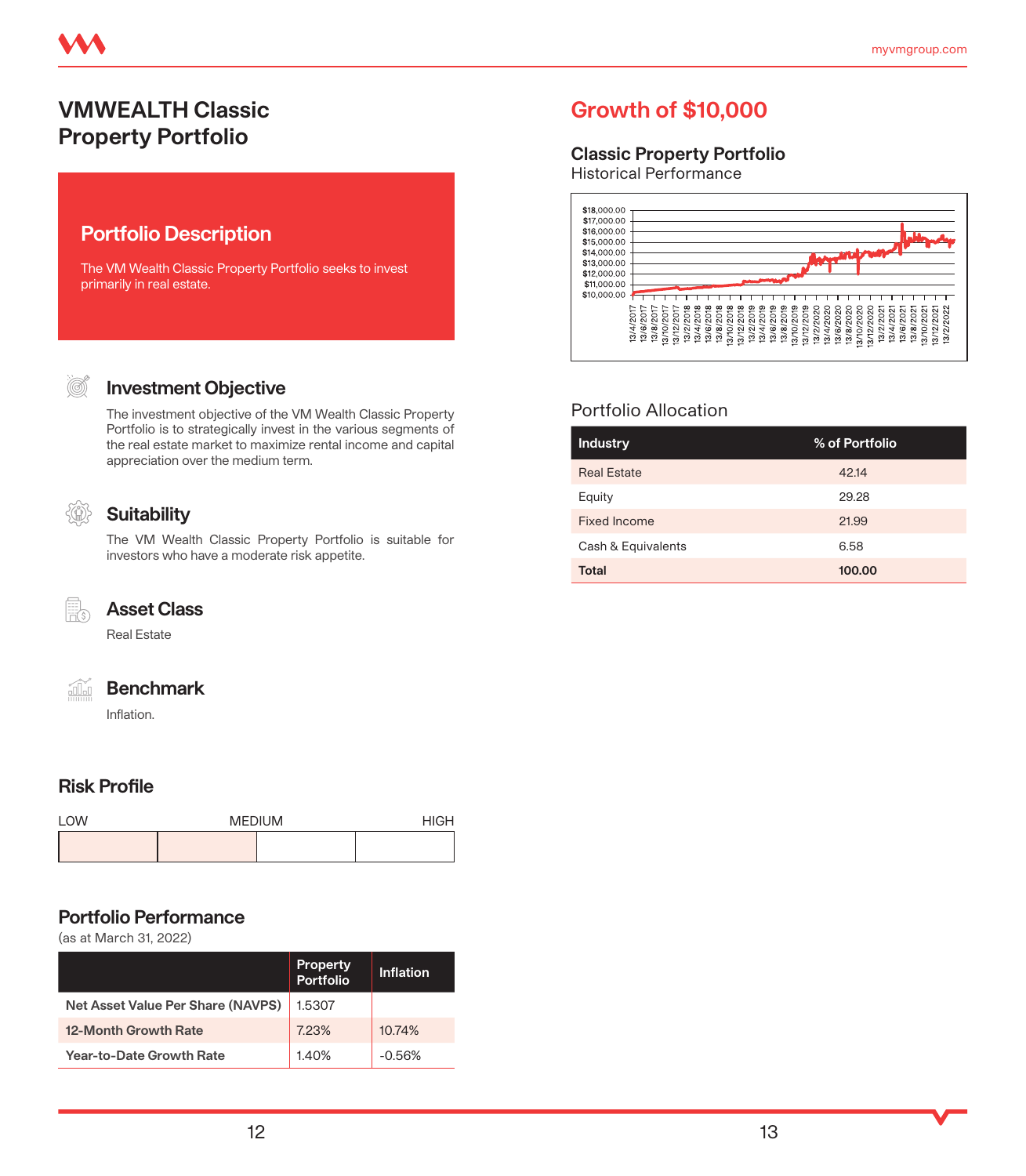# VMWEALTH Classic Property Portfolio

## Portfolio Description

The VM Wealth Classic Property Portfolio seeks to invest primarily in real estate.

### Investment Objective

The investment objective of the VM Wealth Classic Property Portfolio is to strategically invest in the various segments of the real estate market to maximize rental income and capital appreciation over the medium term.

### Suitability

The VM Wealth Classic Property Portfolio is suitable for investors who have a moderate risk appetite.

### Asset Class

Real Estate

### Benchmark

Inflation.

## Risk Profile

LOW | MEDIUM | HIGH

## Portfolio Performance

(as at March 31, 2022)

| | Property Portfolio | Inflation |
|---|---|---|
| **Net Asset Value Per Share (NAVPS)** | 1.5307 | |
| **12-Month Growth Rate** | 7.23% | 10.74% |
| **Year-to-Date Growth Rate** | 1.40% | -0.56% |

## Growth of $10,000

### Classic Property Portfolio

Historical Performance

## Portfolio Allocation

| Industry | % of Portfolio |
|---|---|
| Real Estate | 42.14 |
| Equity | 29.28 |
| Fixed Income | 21.99 |
| Cash & Equivalents | 6.58 |
| **Total** | **100.00** |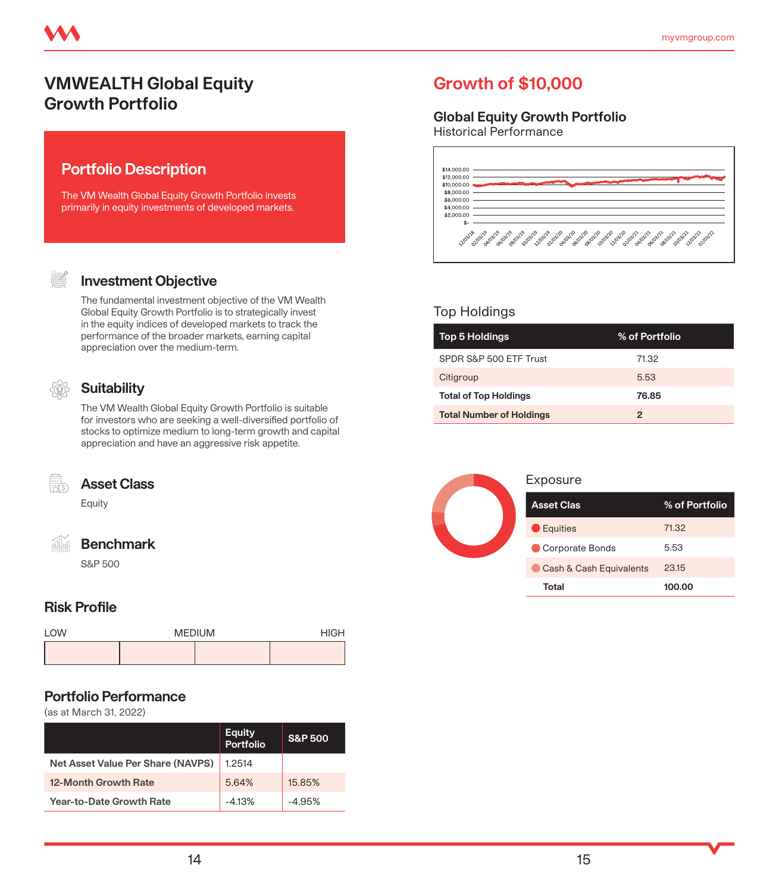# VMWEALTH Global Equity Growth Portfolio

## Portfolio Description

The VM Wealth Global Equity Growth Portfolio invests primarily in equity investments of developed markets.

### Investment Objective

The fundamental investment objective of the VM Wealth Global Equity Growth Portfolio is to strategically invest in the equity indices of developed markets to track the performance of the broader markets, earning capital appreciation over the medium-term.

### Suitability

The VM Wealth Global Equity Growth Portfolio is suitable for investors who are seeking a well-diversified portfolio of stocks to optimize medium to long-term growth and capital appreciation and have an aggressive risk appetite.

### Asset Class

Equity

### Benchmark

S&P 500

## Risk Profile

| LOW | | MEDIUM | HIGH |
|---|---|---|---|
| | | | |

## Portfolio Performance

(as at March 31, 2022)

| | Equity Portfolio | S&P 500 |
|---|---|---|
| **Net Asset Value Per Share (NAVPS)** | 1.2514 | |
| **12-Month Growth Rate** | 5.64% | 15.85% |
| **Year-to-Date Growth Rate** | -4.13% | -4.95% |

## Growth of $10,000

### Global Equity Growth Portfolio

Historical Performance

## Top Holdings

| Top 5 Holdings | % of Portfolio |
|---|---|
| SPDR S&P 500 ETF Trust | 71.32 |
| Citigroup | 5.53 |
| **Total of Top Holdings** | **76.85** |
| **Total Number of Holdings** | **2** |

## Exposure

| Asset Clas | % of Portfolio |
|---|---|
| Equities | 71.32 |
| Corporate Bonds | 5.53 |
| Cash & Cash Equivalents | 23.15 |
| **Total** | **100.00** |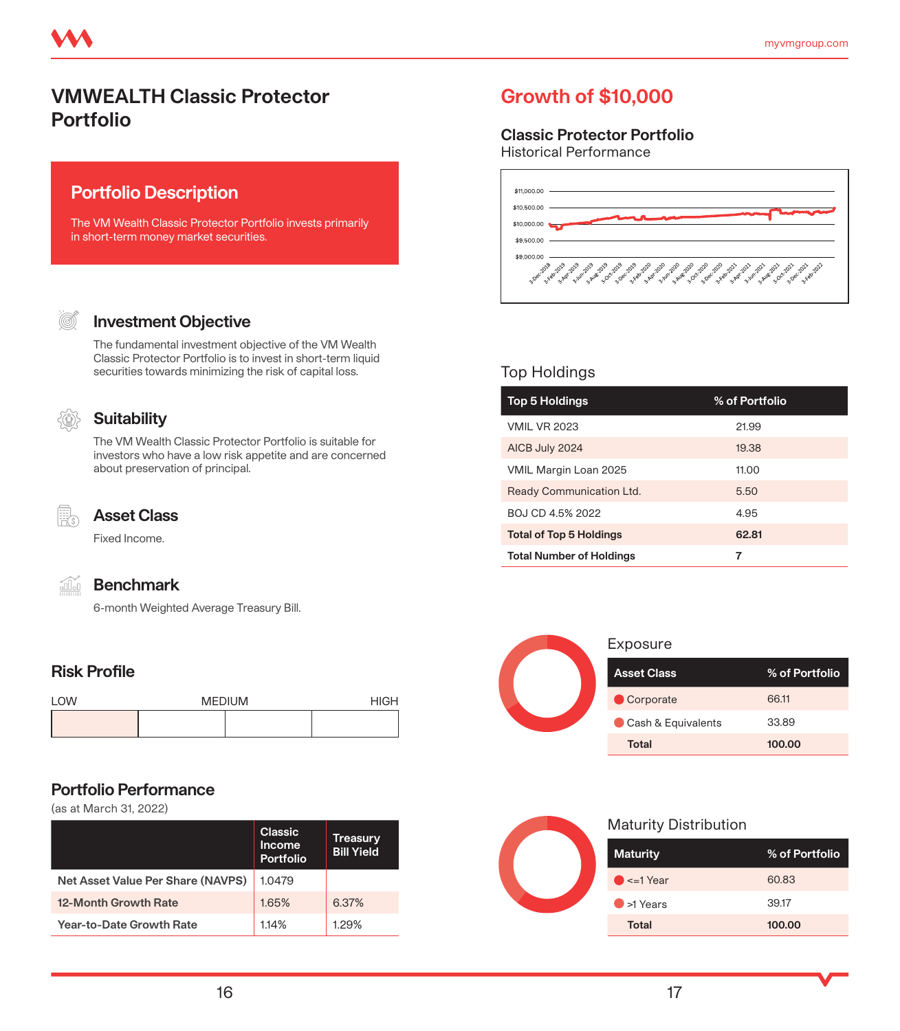# VMWEALTH Classic Protector Portfolio

## Portfolio Description

The VM Wealth Classic Protector Portfolio invests primarily in short-term money market securities.

### Investment Objective

The fundamental investment objective of the VM Wealth Classic Protector Portfolio is to invest in short-term liquid securities towards minimizing the risk of capital loss.

### Suitability

The VM Wealth Classic Protector Portfolio is suitable for investors who have a low risk appetite and are concerned about preservation of principal.

### Asset Class

Fixed Income.

### Benchmark

6-month Weighted Average Treasury Bill.

## Risk Profile

LOW — MEDIUM — HIGH

## Portfolio Performance

(as at March 31, 2022)

| | Classic Income Portfolio | Treasury Bill Yield |
|---|---|---|
| **Net Asset Value Per Share (NAVPS)** | 1.0479 | |
| **12-Month Growth Rate** | 1.65% | 6.37% |
| **Year-to-Date Growth Rate** | 1.14% | 1.29% |

## Growth of $10,000

### Classic Protector Portfolio

Historical Performance

## Top Holdings

| Top 5 Holdings | % of Portfolio |
|---|---|
| VMIL VR 2023 | 21.99 |
| AICB July 2024 | 19.38 |
| VMIL Margin Loan 2025 | 11.00 |
| Ready Communication Ltd. | 5.50 |
| BOJ CD 4.5% 2022 | 4.95 |
| **Total of Top 5 Holdings** | **62.81** |
| **Total Number of Holdings** | **7** |

## Exposure

| Asset Class | % of Portfolio |
|---|---|
| Corporate | 66.11 |
| Cash & Equivalents | 33.89 |
| **Total** | **100.00** |

## Maturity Distribution

| Maturity | % of Portfolio |
|---|---|
| <=1 Year | 60.83 |
| >1 Years | 39.17 |
| **Total** | **100.00** |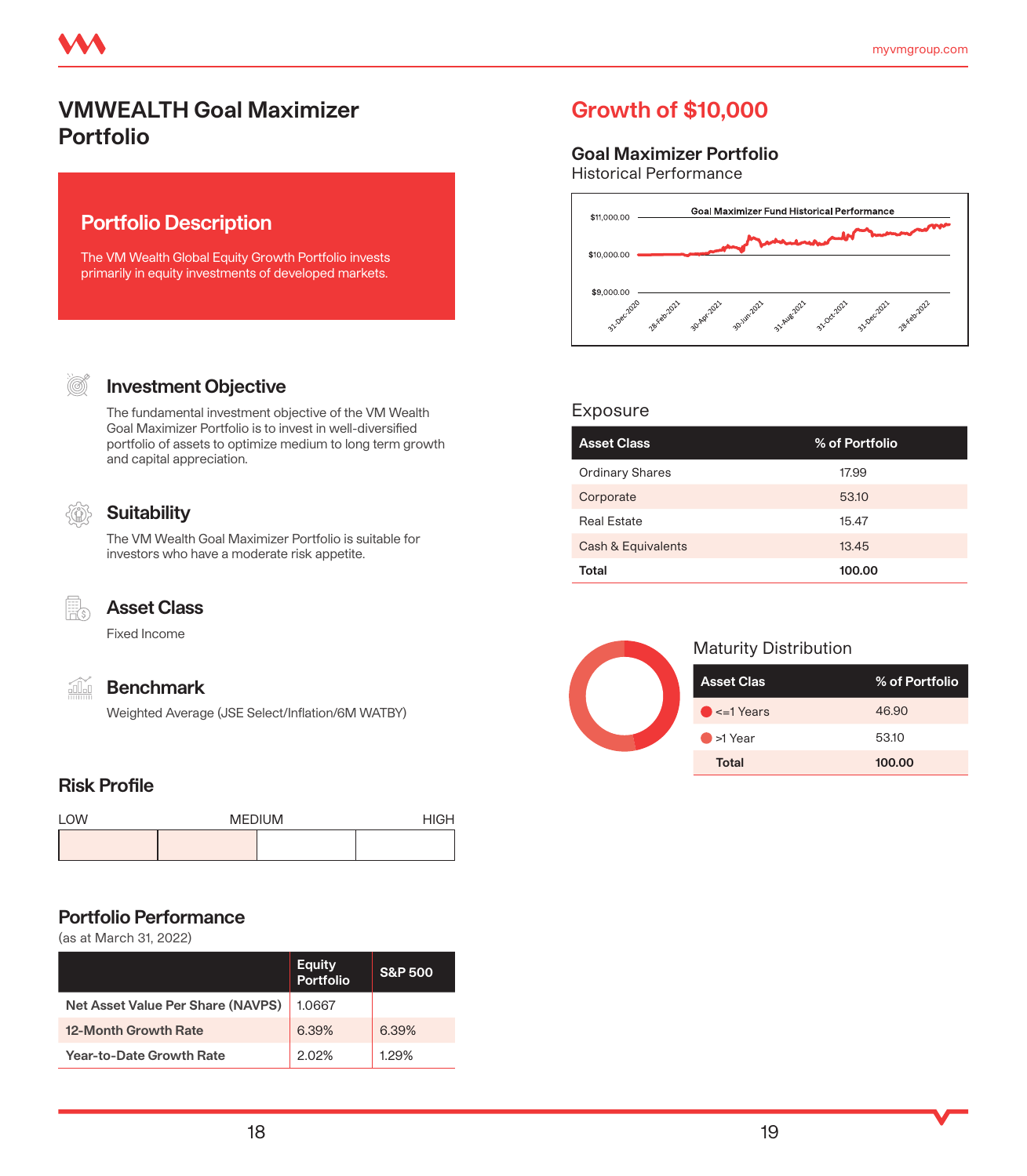# VMWEALTH Goal Maximizer Portfolio

## Portfolio Description

The VM Wealth Global Equity Growth Portfolio invests primarily in equity investments of developed markets.

## Investment Objective

The fundamental investment objective of the VM Wealth Goal Maximizer Portfolio is to invest in well-diversified portfolio of assets to optimize medium to long term growth and capital appreciation.

## Suitability

The VM Wealth Goal Maximizer Portfolio is suitable for investors who have a moderate risk appetite.

## Asset Class

Fixed Income

## Benchmark

Weighted Average (JSE Select/Inflation/6M WATBY)

## Risk Profile

LOW — MEDIUM — HIGH

## Portfolio Performance

(as at March 31, 2022)

| | Equity Portfolio | S&P 500 |
|---|---|---|
| **Net Asset Value Per Share (NAVPS)** | 1.0667 | |
| **12-Month Growth Rate** | 6.39% | 6.39% |
| **Year-to-Date Growth Rate** | 2.02% | 1.29% |

## Growth of $10,000

### Goal Maximizer Portfolio

Historical Performance

Goal Maximizer Fund Historical Performance

### Exposure

| Asset Class | % of Portfolio |
|---|---|
| Ordinary Shares | 17.99 |
| Corporate | 53.10 |
| Real Estate | 15.47 |
| Cash & Equivalents | 13.45 |
| **Total** | **100.00** |

### Maturity Distribution

| Asset Clas | % of Portfolio |
|---|---|
| <=1 Years | 46.90 |
| >1 Year | 53.10 |
| **Total** | **100.00** |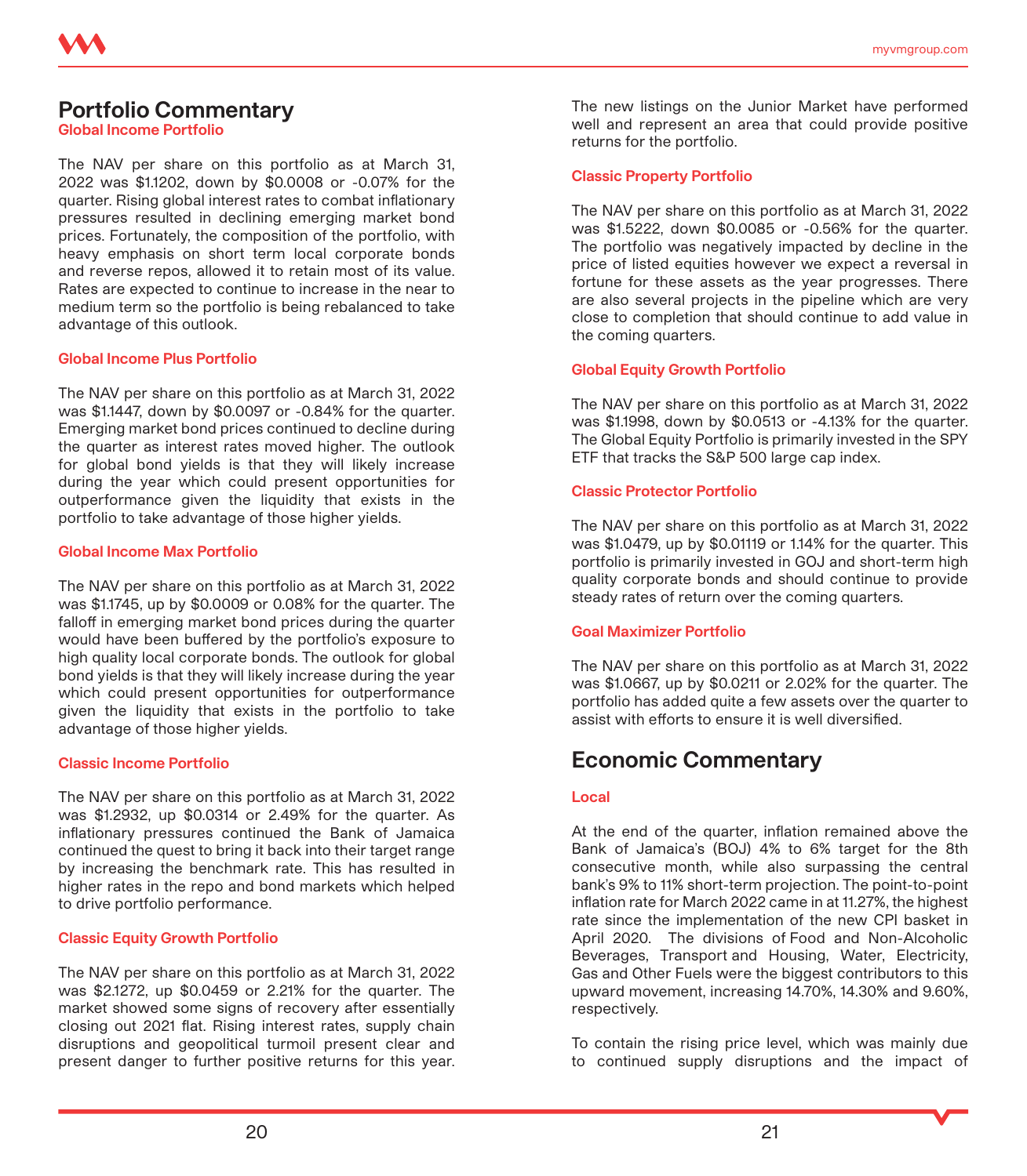## Portfolio Commentary

### Global Income Portfolio

The NAV per share on this portfolio as at March 31, 2022 was $1.1202, down by $0.0008 or -0.07% for the quarter. Rising global interest rates to combat inflationary pressures resulted in declining emerging market bond prices. Fortunately, the composition of the portfolio, with heavy emphasis on short term local corporate bonds and reverse repos, allowed it to retain most of its value. Rates are expected to continue to increase in the near to medium term so the portfolio is being rebalanced to take advantage of this outlook.

### Global Income Plus Portfolio

The NAV per share on this portfolio as at March 31, 2022 was $1.1447, down by $0.0097 or -0.84% for the quarter. Emerging market bond prices continued to decline during the quarter as interest rates moved higher. The outlook for global bond yields is that they will likely increase during the year which could present opportunities for outperformance given the liquidity that exists in the portfolio to take advantage of those higher yields.

### Global Income Max Portfolio

The NAV per share on this portfolio as at March 31, 2022 was $1.1745, up by $0.0009 or 0.08% for the quarter. The falloff in emerging market bond prices during the quarter would have been buffered by the portfolio's exposure to high quality local corporate bonds. The outlook for global bond yields is that they will likely increase during the year which could present opportunities for outperformance given the liquidity that exists in the portfolio to take advantage of those higher yields.

### Classic Income Portfolio

The NAV per share on this portfolio as at March 31, 2022 was $1.2932, up $0.0314 or 2.49% for the quarter. As inflationary pressures continued the Bank of Jamaica continued the quest to bring it back into their target range by increasing the benchmark rate. This has resulted in higher rates in the repo and bond markets which helped to drive portfolio performance.

### Classic Equity Growth Portfolio

The NAV per share on this portfolio as at March 31, 2022 was $2.1272, up $0.0459 or 2.21% for the quarter. The market showed some signs of recovery after essentially closing out 2021 flat. Rising interest rates, supply chain disruptions and geopolitical turmoil present clear and present danger to further positive returns for this year. The new listings on the Junior Market have performed well and represent an area that could provide positive returns for the portfolio.

### Classic Property Portfolio

The NAV per share on this portfolio as at March 31, 2022 was $1.5222, down $0.0085 or -0.56% for the quarter. The portfolio was negatively impacted by decline in the price of listed equities however we expect a reversal in fortune for these assets as the year progresses. There are also several projects in the pipeline which are very close to completion that should continue to add value in the coming quarters.

### Global Equity Growth Portfolio

The NAV per share on this portfolio as at March 31, 2022 was $1.1998, down by $0.0513 or -4.13% for the quarter. The Global Equity Portfolio is primarily invested in the SPY ETF that tracks the S&P 500 large cap index.

### Classic Protector Portfolio

The NAV per share on this portfolio as at March 31, 2022 was $1.0479, up by $0.01119 or 1.14% for the quarter. This portfolio is primarily invested in GOJ and short-term high quality corporate bonds and should continue to provide steady rates of return over the coming quarters.

### Goal Maximizer Portfolio

The NAV per share on this portfolio as at March 31, 2022 was $1.0667, up by $0.0211 or 2.02% for the quarter. The portfolio has added quite a few assets over the quarter to assist with efforts to ensure it is well diversified.

## Economic Commentary

### Local

At the end of the quarter, inflation remained above the Bank of Jamaica's (BOJ) 4% to 6% target for the 8th consecutive month, while also surpassing the central bank's 9% to 11% short-term projection. The point-to-point inflation rate for March 2022 came in at 11.27%, the highest rate since the implementation of the new CPI basket in April 2020. The divisions of Food and Non-Alcoholic Beverages, Transport and Housing, Water, Electricity, Gas and Other Fuels were the biggest contributors to this upward movement, increasing 14.70%, 14.30% and 9.60%, respectively.

To contain the rising price level, which was mainly due to continued supply disruptions and the impact of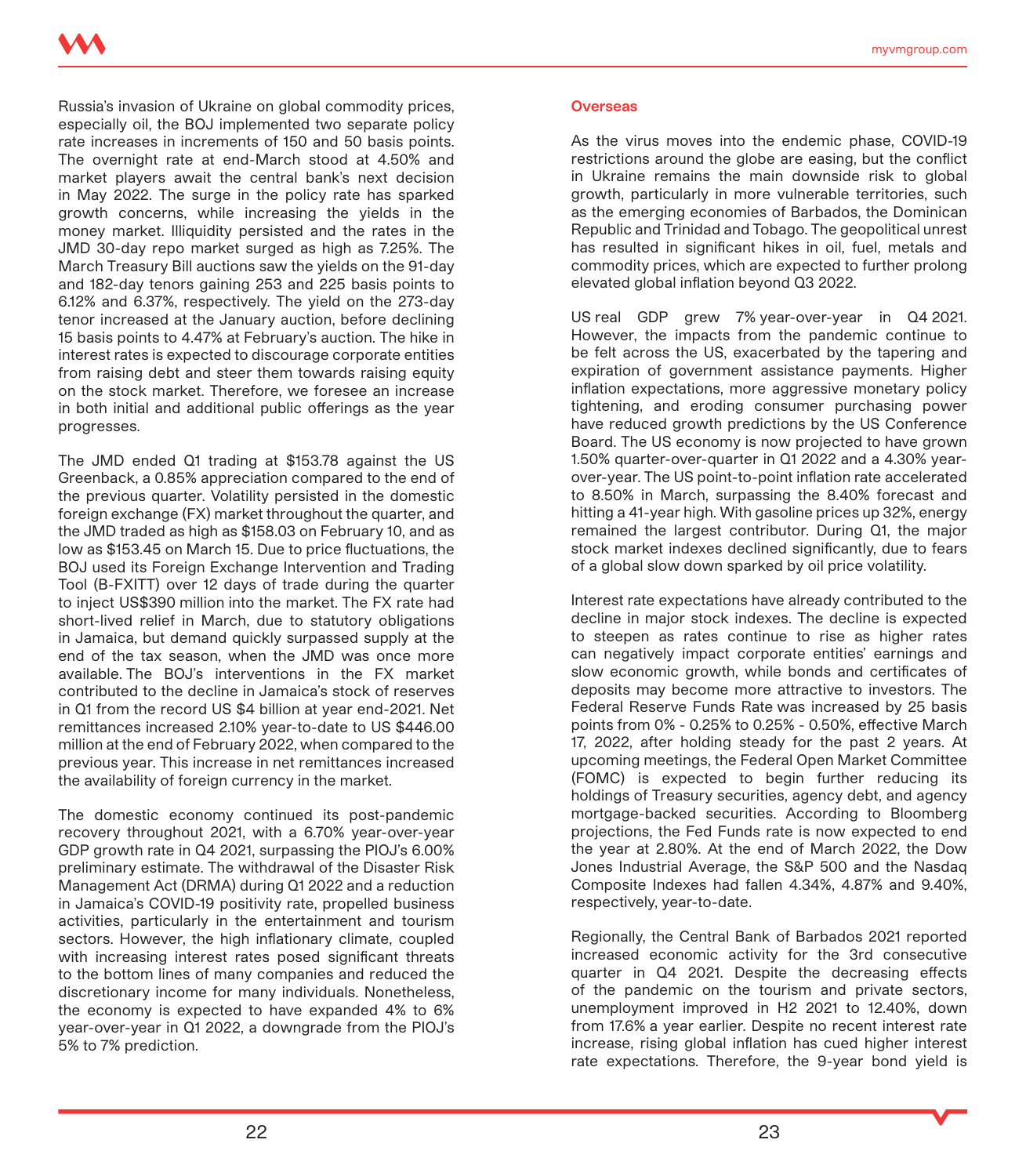Russia's invasion of Ukraine on global commodity prices, especially oil, the BOJ implemented two separate policy rate increases in increments of 150 and 50 basis points. The overnight rate at end-March stood at 4.50% and market players await the central bank's next decision in May 2022. The surge in the policy rate has sparked growth concerns, while increasing the yields in the money market. Illiquidity persisted and the rates in the JMD 30-day repo market surged as high as 7.25%. The March Treasury Bill auctions saw the yields on the 91-day and 182-day tenors gaining 253 and 225 basis points to 6.12% and 6.37%, respectively. The yield on the 273-day tenor increased at the January auction, before declining 15 basis points to 4.47% at February's auction. The hike in interest rates is expected to discourage corporate entities from raising debt and steer them towards raising equity on the stock market. Therefore, we foresee an increase in both initial and additional public offerings as the year progresses.

The JMD ended Q1 trading at $153.78 against the US Greenback, a 0.85% appreciation compared to the end of the previous quarter. Volatility persisted in the domestic foreign exchange (FX) market throughout the quarter, and the JMD traded as high as $158.03 on February 10, and as low as $153.45 on March 15. Due to price fluctuations, the BOJ used its Foreign Exchange Intervention and Trading Tool (B-FXITT) over 12 days of trade during the quarter to inject US$390 million into the market. The FX rate had short-lived relief in March, due to statutory obligations in Jamaica, but demand quickly surpassed supply at the end of the tax season, when the JMD was once more available. The BOJ's interventions in the FX market contributed to the decline in Jamaica's stock of reserves in Q1 from the record US $4 billion at year end-2021. Net remittances increased 2.10% year-to-date to US $446.00 million at the end of February 2022, when compared to the previous year. This increase in net remittances increased the availability of foreign currency in the market.

The domestic economy continued its post-pandemic recovery throughout 2021, with a 6.70% year-over-year GDP growth rate in Q4 2021, surpassing the PIOJ's 6.00% preliminary estimate. The withdrawal of the Disaster Risk Management Act (DRMA) during Q1 2022 and a reduction in Jamaica's COVID-19 positivity rate, propelled business activities, particularly in the entertainment and tourism sectors. However, the high inflationary climate, coupled with increasing interest rates posed significant threats to the bottom lines of many companies and reduced the discretionary income for many individuals. Nonetheless, the economy is expected to have expanded 4% to 6% year-over-year in Q1 2022, a downgrade from the PIOJ's 5% to 7% prediction.

#### Overseas

As the virus moves into the endemic phase, COVID-19 restrictions around the globe are easing, but the conflict in Ukraine remains the main downside risk to global growth, particularly in more vulnerable territories, such as the emerging economies of Barbados, the Dominican Republic and Trinidad and Tobago. The geopolitical unrest has resulted in significant hikes in oil, fuel, metals and commodity prices, which are expected to further prolong elevated global inflation beyond Q3 2022.

US real GDP grew 7% year-over-year in Q4 2021. However, the impacts from the pandemic continue to be felt across the US, exacerbated by the tapering and expiration of government assistance payments. Higher inflation expectations, more aggressive monetary policy tightening, and eroding consumer purchasing power have reduced growth predictions by the US Conference Board. The US economy is now projected to have grown 1.50% quarter-over-quarter in Q1 2022 and a 4.30% year-over-year. The US point-to-point inflation rate accelerated to 8.50% in March, surpassing the 8.40% forecast and hitting a 41-year high. With gasoline prices up 32%, energy remained the largest contributor. During Q1, the major stock market indexes declined significantly, due to fears of a global slow down sparked by oil price volatility.

Interest rate expectations have already contributed to the decline in major stock indexes. The decline is expected to steepen as rates continue to rise as higher rates can negatively impact corporate entities' earnings and slow economic growth, while bonds and certificates of deposits may become more attractive to investors. The Federal Reserve Funds Rate was increased by 25 basis points from 0% - 0.25% to 0.25% - 0.50%, effective March 17, 2022, after holding steady for the past 2 years. At upcoming meetings, the Federal Open Market Committee (FOMC) is expected to begin further reducing its holdings of Treasury securities, agency debt, and agency mortgage-backed securities. According to Bloomberg projections, the Fed Funds rate is now expected to end the year at 2.80%. At the end of March 2022, the Dow Jones Industrial Average, the S&P 500 and the Nasdaq Composite Indexes had fallen 4.34%, 4.87% and 9.40%, respectively, year-to-date.

Regionally, the Central Bank of Barbados 2021 reported increased economic activity for the 3rd consecutive quarter in Q4 2021. Despite the decreasing effects of the pandemic on the tourism and private sectors, unemployment improved in H2 2021 to 12.40%, down from 17.6% a year earlier. Despite no recent interest rate increase, rising global inflation has cued higher interest rate expectations. Therefore, the 9-year bond yield is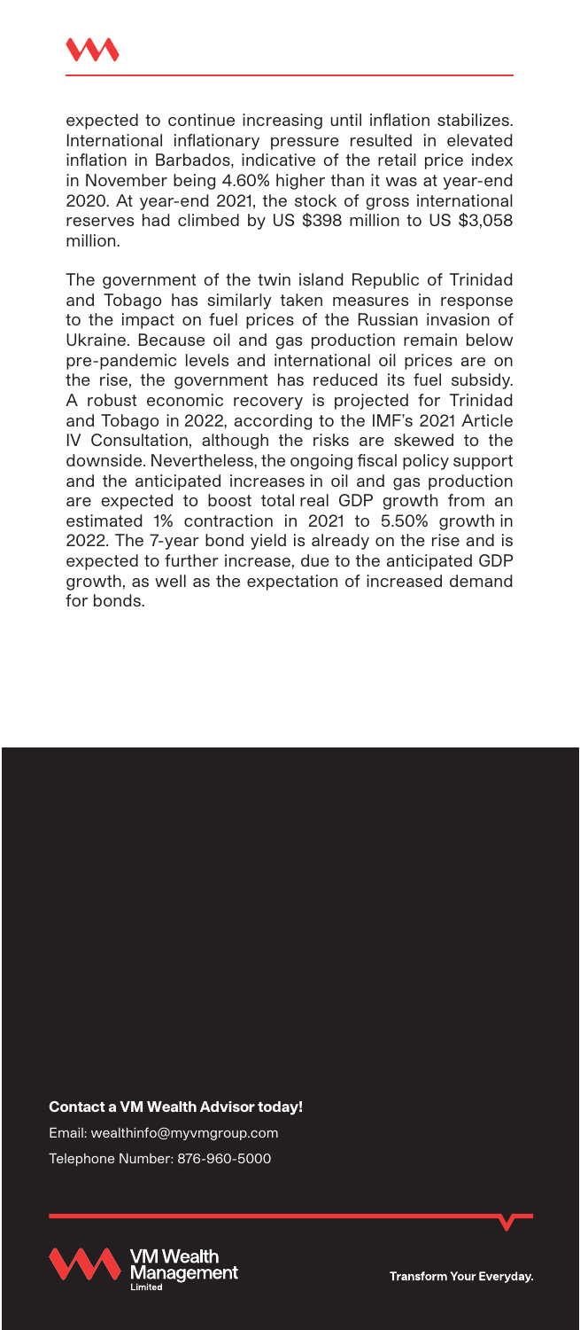expected to continue increasing until inflation stabilizes. International inflationary pressure resulted in elevated inflation in Barbados, indicative of the retail price index in November being 4.60% higher than it was at year-end 2020. At year-end 2021, the stock of gross international reserves had climbed by US $398 million to US $3,058 million.

The government of the twin island Republic of Trinidad and Tobago has similarly taken measures in response to the impact on fuel prices of the Russian invasion of Ukraine. Because oil and gas production remain below pre-pandemic levels and international oil prices are on the rise, the government has reduced its fuel subsidy. A robust economic recovery is projected for Trinidad and Tobago in 2022, according to the IMF's 2021 Article IV Consultation, although the risks are skewed to the downside. Nevertheless, the ongoing fiscal policy support and the anticipated increases in oil and gas production are expected to boost total real GDP growth from an estimated 1% contraction in 2021 to 5.50% growth in 2022. The 7-year bond yield is already on the rise and is expected to further increase, due to the anticipated GDP growth, as well as the expectation of increased demand for bonds.

**Contact a VM Wealth Advisor today!**

Email: wealthinfo@myvmgroup.com

Telephone Number: 876-960-5000

VM Wealth Management Limited

Transform Your Everyday.